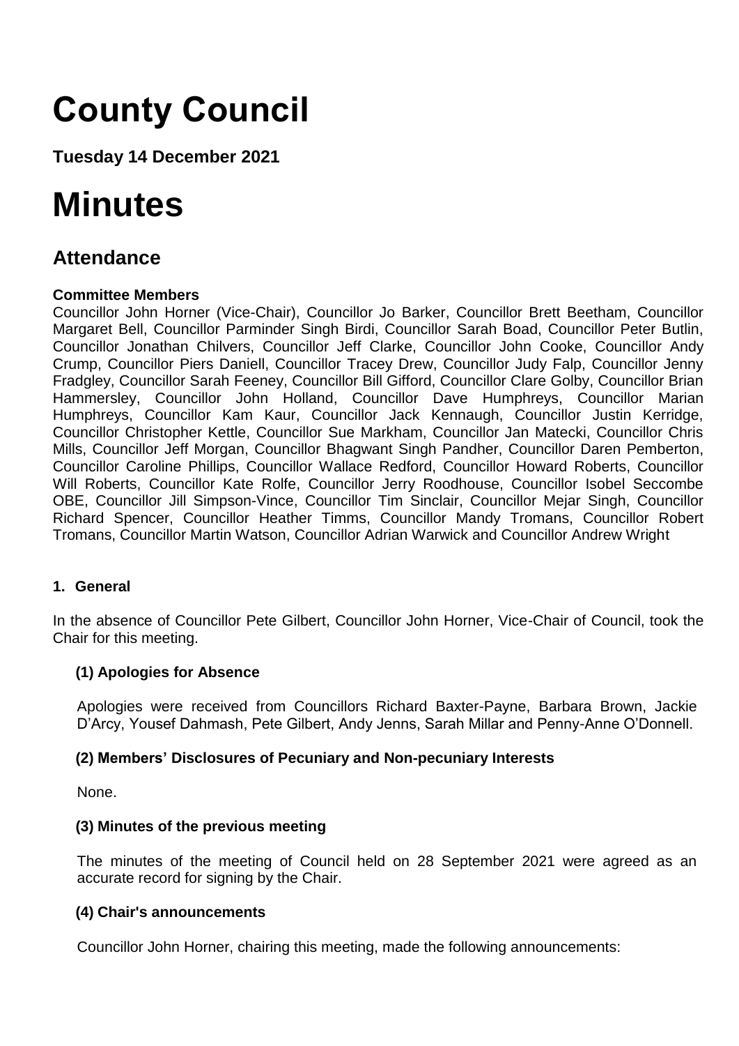# County Council

**Tuesday 14 December 2021**

# Minutes

## Attendance

**Committee Members**

Councillor John Horner (Vice-Chair), Councillor Jo Barker, Councillor Brett Beetham, Councillor Margaret Bell, Councillor Parminder Singh Birdi, Councillor Sarah Boad, Councillor Peter Butlin, Councillor Jonathan Chilvers, Councillor Jeff Clarke, Councillor John Cooke, Councillor Andy Crump, Councillor Piers Daniell, Councillor Tracey Drew, Councillor Judy Falp, Councillor Jenny Fradgley, Councillor Sarah Feeney, Councillor Bill Gifford, Councillor Clare Golby, Councillor Brian Hammersley, Councillor John Holland, Councillor Dave Humphreys, Councillor Marian Humphreys, Councillor Kam Kaur, Councillor Jack Kennaugh, Councillor Justin Kerridge, Councillor Christopher Kettle, Councillor Sue Markham, Councillor Jan Matecki, Councillor Chris Mills, Councillor Jeff Morgan, Councillor Bhagwant Singh Pandher, Councillor Daren Pemberton, Councillor Caroline Phillips, Councillor Wallace Redford, Councillor Howard Roberts, Councillor Will Roberts, Councillor Kate Rolfe, Councillor Jerry Roodhouse, Councillor Isobel Seccombe OBE, Councillor Jill Simpson-Vince, Councillor Tim Sinclair, Councillor Mejar Singh, Councillor Richard Spencer, Councillor Heather Timms, Councillor Mandy Tromans, Councillor Robert Tromans, Councillor Martin Watson, Councillor Adrian Warwick and Councillor Andrew Wright

**1. General**

In the absence of Councillor Pete Gilbert, Councillor John Horner, Vice-Chair of Council, took the Chair for this meeting.

**(1) Apologies for Absence**

Apologies were received from Councillors Richard Baxter-Payne, Barbara Brown, Jackie D'Arcy, Yousef Dahmash, Pete Gilbert, Andy Jenns, Sarah Millar and Penny-Anne O'Donnell.

**(2) Members' Disclosures of Pecuniary and Non-pecuniary Interests**

None.

**(3) Minutes of the previous meeting**

The minutes of the meeting of Council held on 28 September 2021 were agreed as an accurate record for signing by the Chair.

**(4) Chair's announcements**

Councillor John Horner, chairing this meeting, made the following announcements: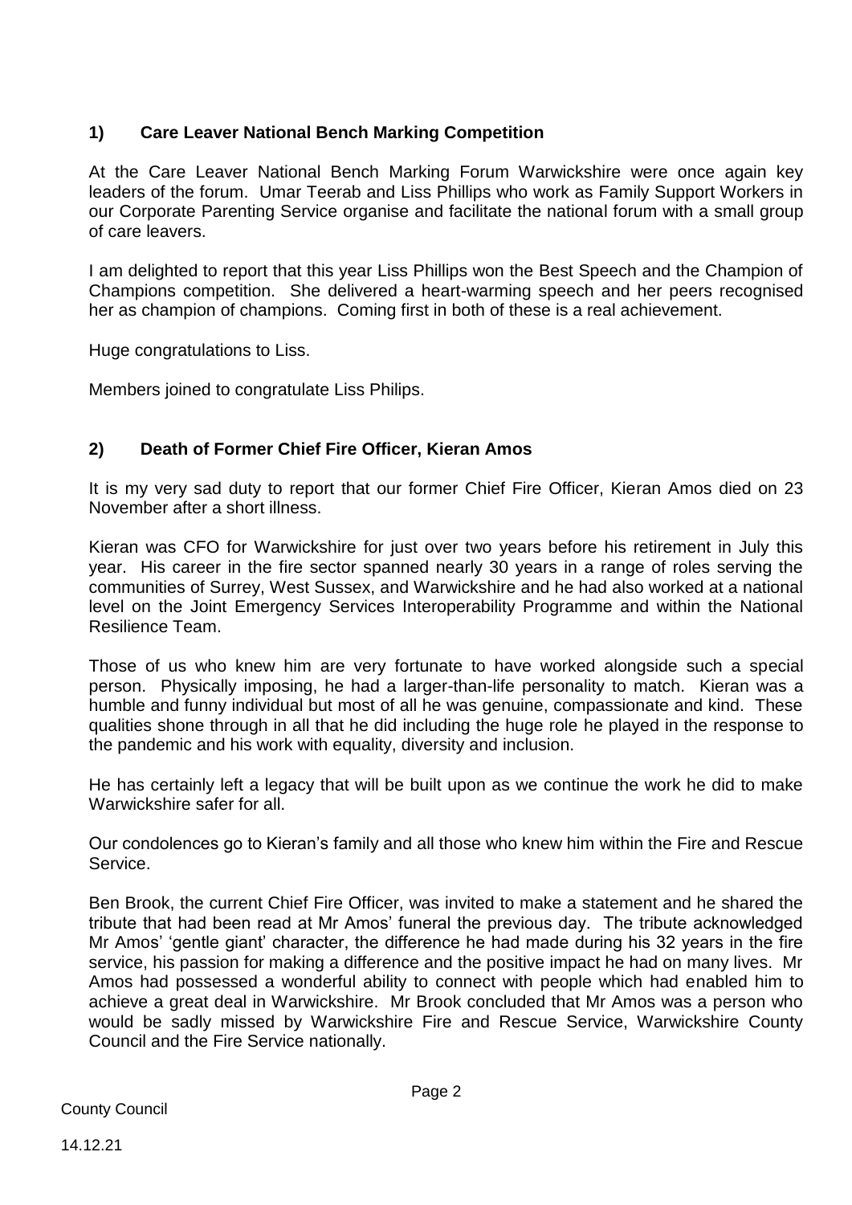## 1) Care Leaver National Bench Marking Competition

At the Care Leaver National Bench Marking Forum Warwickshire were once again key leaders of the forum. Umar Teerab and Liss Phillips who work as Family Support Workers in our Corporate Parenting Service organise and facilitate the national forum with a small group of care leavers.

I am delighted to report that this year Liss Phillips won the Best Speech and the Champion of Champions competition. She delivered a heart-warming speech and her peers recognised her as champion of champions. Coming first in both of these is a real achievement.

Huge congratulations to Liss.

Members joined to congratulate Liss Philips.

## 2) Death of Former Chief Fire Officer, Kieran Amos

It is my very sad duty to report that our former Chief Fire Officer, Kieran Amos died on 23 November after a short illness.

Kieran was CFO for Warwickshire for just over two years before his retirement in July this year. His career in the fire sector spanned nearly 30 years in a range of roles serving the communities of Surrey, West Sussex, and Warwickshire and he had also worked at a national level on the Joint Emergency Services Interoperability Programme and within the National Resilience Team.

Those of us who knew him are very fortunate to have worked alongside such a special person. Physically imposing, he had a larger-than-life personality to match. Kieran was a humble and funny individual but most of all he was genuine, compassionate and kind. These qualities shone through in all that he did including the huge role he played in the response to the pandemic and his work with equality, diversity and inclusion.

He has certainly left a legacy that will be built upon as we continue the work he did to make Warwickshire safer for all.

Our condolences go to Kieran's family and all those who knew him within the Fire and Rescue Service.

Ben Brook, the current Chief Fire Officer, was invited to make a statement and he shared the tribute that had been read at Mr Amos' funeral the previous day. The tribute acknowledged Mr Amos' 'gentle giant' character, the difference he had made during his 32 years in the fire service, his passion for making a difference and the positive impact he had on many lives. Mr Amos had possessed a wonderful ability to connect with people which had enabled him to achieve a great deal in Warwickshire. Mr Brook concluded that Mr Amos was a person who would be sadly missed by Warwickshire Fire and Rescue Service, Warwickshire County Council and the Fire Service nationally.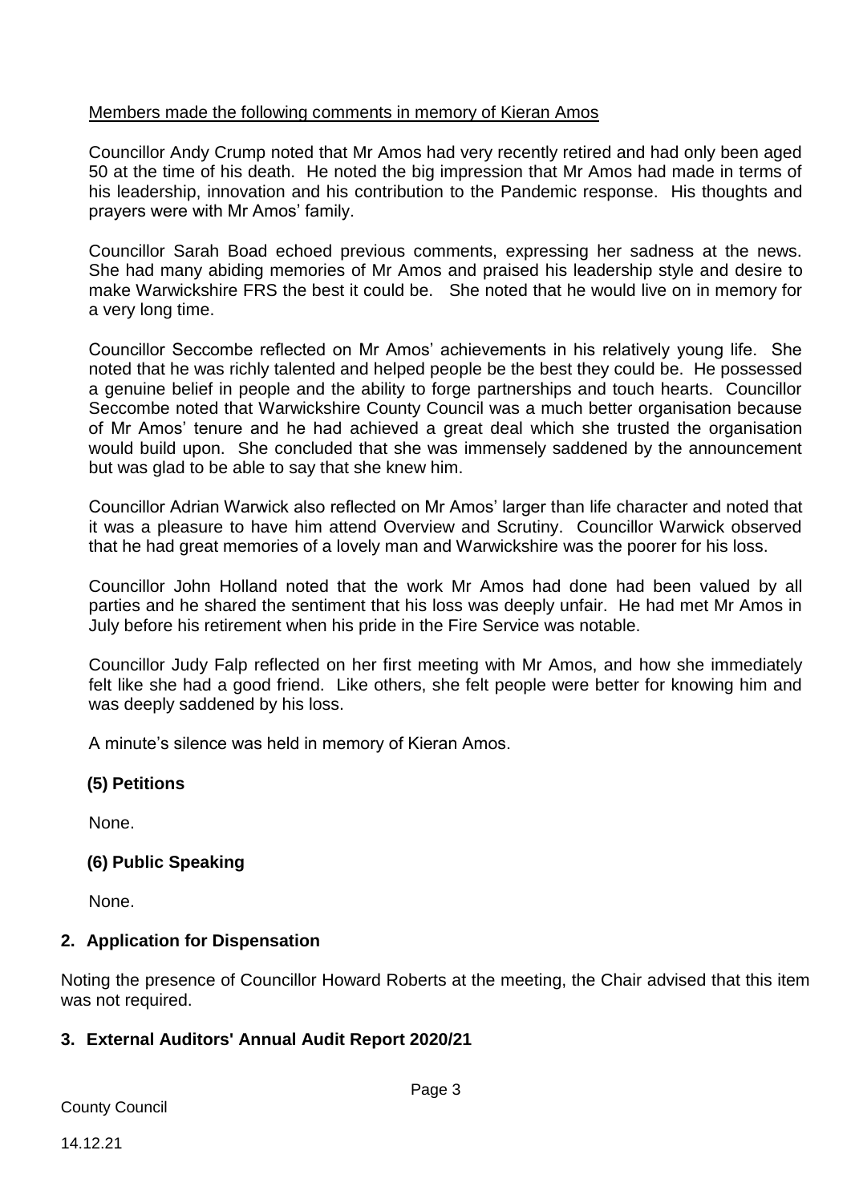Members made the following comments in memory of Kieran Amos

Councillor Andy Crump noted that Mr Amos had very recently retired and had only been aged 50 at the time of his death. He noted the big impression that Mr Amos had made in terms of his leadership, innovation and his contribution to the Pandemic response. His thoughts and prayers were with Mr Amos' family.

Councillor Sarah Boad echoed previous comments, expressing her sadness at the news. She had many abiding memories of Mr Amos and praised his leadership style and desire to make Warwickshire FRS the best it could be. She noted that he would live on in memory for a very long time.

Councillor Seccombe reflected on Mr Amos' achievements in his relatively young life. She noted that he was richly talented and helped people be the best they could be. He possessed a genuine belief in people and the ability to forge partnerships and touch hearts. Councillor Seccombe noted that Warwickshire County Council was a much better organisation because of Mr Amos' tenure and he had achieved a great deal which she trusted the organisation would build upon. She concluded that she was immensely saddened by the announcement but was glad to be able to say that she knew him.

Councillor Adrian Warwick also reflected on Mr Amos' larger than life character and noted that it was a pleasure to have him attend Overview and Scrutiny. Councillor Warwick observed that he had great memories of a lovely man and Warwickshire was the poorer for his loss.

Councillor John Holland noted that the work Mr Amos had done had been valued by all parties and he shared the sentiment that his loss was deeply unfair. He had met Mr Amos in July before his retirement when his pride in the Fire Service was notable.

Councillor Judy Falp reflected on her first meeting with Mr Amos, and how she immediately felt like she had a good friend. Like others, she felt people were better for knowing him and was deeply saddened by his loss.

A minute's silence was held in memory of Kieran Amos.

### (5) Petitions

None.

### (6) Public Speaking

None.

## 2. Application for Dispensation

Noting the presence of Councillor Howard Roberts at the meeting, the Chair advised that this item was not required.

## 3. External Auditors' Annual Audit Report 2020/21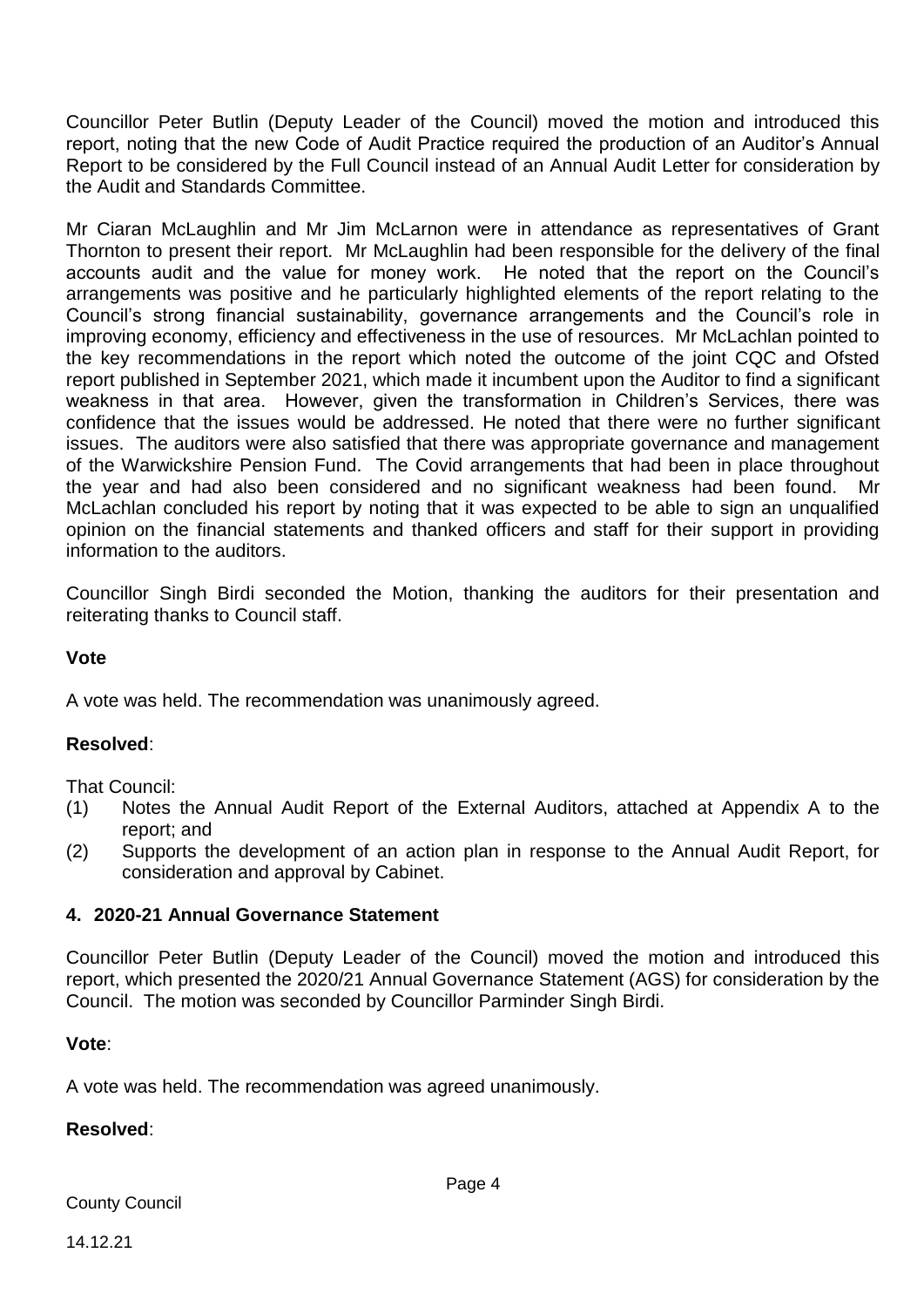Councillor Peter Butlin (Deputy Leader of the Council) moved the motion and introduced this report, noting that the new Code of Audit Practice required the production of an Auditor's Annual Report to be considered by the Full Council instead of an Annual Audit Letter for consideration by the Audit and Standards Committee.

Mr Ciaran McLaughlin and Mr Jim McLarnon were in attendance as representatives of Grant Thornton to present their report. Mr McLaughlin had been responsible for the delivery of the final accounts audit and the value for money work. He noted that the report on the Council's arrangements was positive and he particularly highlighted elements of the report relating to the Council's strong financial sustainability, governance arrangements and the Council's role in improving economy, efficiency and effectiveness in the use of resources. Mr McLachlan pointed to the key recommendations in the report which noted the outcome of the joint CQC and Ofsted report published in September 2021, which made it incumbent upon the Auditor to find a significant weakness in that area. However, given the transformation in Children's Services, there was confidence that the issues would be addressed. He noted that there were no further significant issues. The auditors were also satisfied that there was appropriate governance and management of the Warwickshire Pension Fund. The Covid arrangements that had been in place throughout the year and had also been considered and no significant weakness had been found. Mr McLachlan concluded his report by noting that it was expected to be able to sign an unqualified opinion on the financial statements and thanked officers and staff for their support in providing information to the auditors.

Councillor Singh Birdi seconded the Motion, thanking the auditors for their presentation and reiterating thanks to Council staff.

**Vote**

A vote was held. The recommendation was unanimously agreed.

**Resolved**:

That Council:

(1) Notes the Annual Audit Report of the External Auditors, attached at Appendix A to the report; and

(2) Supports the development of an action plan in response to the Annual Audit Report, for consideration and approval by Cabinet.

### 4. 2020-21 Annual Governance Statement

Councillor Peter Butlin (Deputy Leader of the Council) moved the motion and introduced this report, which presented the 2020/21 Annual Governance Statement (AGS) for consideration by the Council. The motion was seconded by Councillor Parminder Singh Birdi.

**Vote**:

A vote was held. The recommendation was agreed unanimously.

**Resolved**: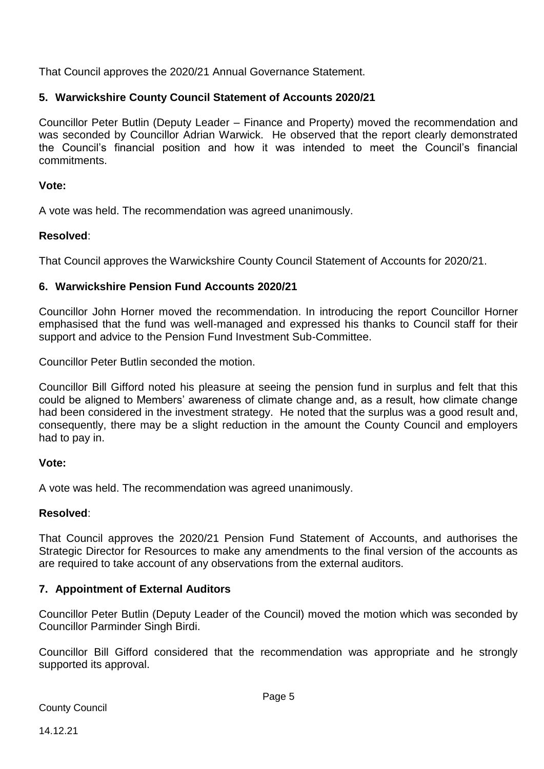That Council approves the 2020/21 Annual Governance Statement.

## 5. Warwickshire County Council Statement of Accounts 2020/21

Councillor Peter Butlin (Deputy Leader – Finance and Property) moved the recommendation and was seconded by Councillor Adrian Warwick. He observed that the report clearly demonstrated the Council's financial position and how it was intended to meet the Council's financial commitments.

**Vote:**

A vote was held. The recommendation was agreed unanimously.

**Resolved**:

That Council approves the Warwickshire County Council Statement of Accounts for 2020/21.

## 6. Warwickshire Pension Fund Accounts 2020/21

Councillor John Horner moved the recommendation. In introducing the report Councillor Horner emphasised that the fund was well-managed and expressed his thanks to Council staff for their support and advice to the Pension Fund Investment Sub-Committee.

Councillor Peter Butlin seconded the motion.

Councillor Bill Gifford noted his pleasure at seeing the pension fund in surplus and felt that this could be aligned to Members' awareness of climate change and, as a result, how climate change had been considered in the investment strategy. He noted that the surplus was a good result and, consequently, there may be a slight reduction in the amount the County Council and employers had to pay in.

**Vote:**

A vote was held. The recommendation was agreed unanimously.

**Resolved**:

That Council approves the 2020/21 Pension Fund Statement of Accounts, and authorises the Strategic Director for Resources to make any amendments to the final version of the accounts as are required to take account of any observations from the external auditors.

## 7. Appointment of External Auditors

Councillor Peter Butlin (Deputy Leader of the Council) moved the motion which was seconded by Councillor Parminder Singh Birdi.

Councillor Bill Gifford considered that the recommendation was appropriate and he strongly supported its approval.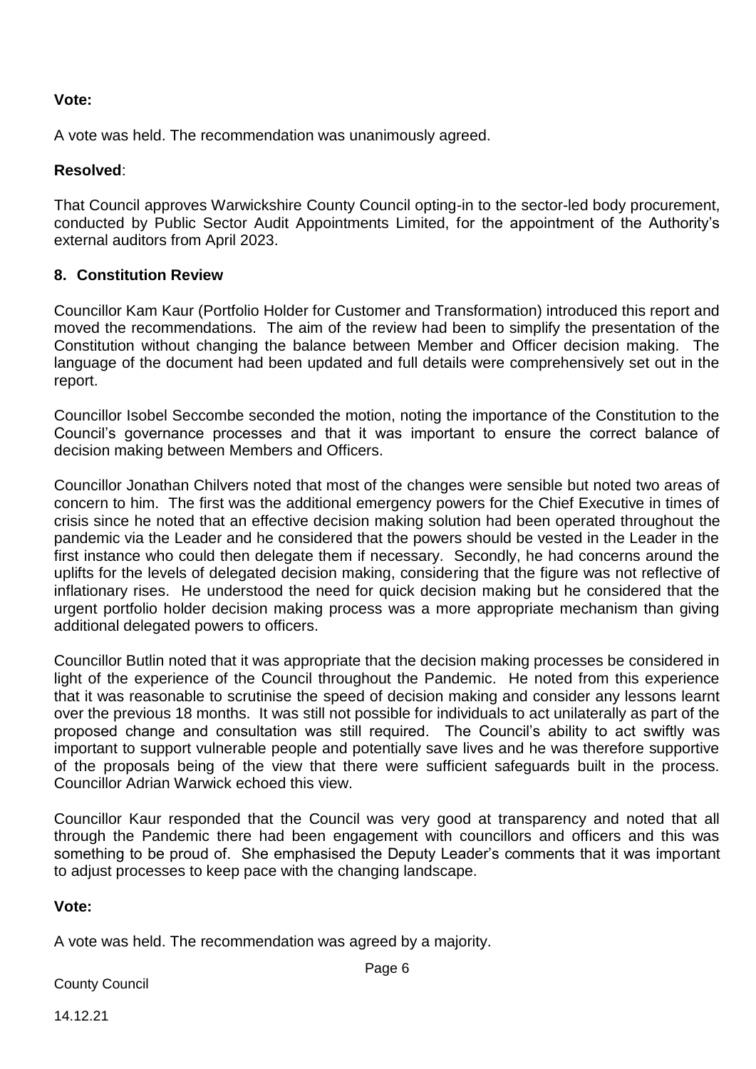**Vote:**

A vote was held. The recommendation was unanimously agreed.

**Resolved**:

That Council approves Warwickshire County Council opting-in to the sector-led body procurement, conducted by Public Sector Audit Appointments Limited, for the appointment of the Authority's external auditors from April 2023.

## 8. Constitution Review

Councillor Kam Kaur (Portfolio Holder for Customer and Transformation) introduced this report and moved the recommendations. The aim of the review had been to simplify the presentation of the Constitution without changing the balance between Member and Officer decision making. The language of the document had been updated and full details were comprehensively set out in the report.

Councillor Isobel Seccombe seconded the motion, noting the importance of the Constitution to the Council's governance processes and that it was important to ensure the correct balance of decision making between Members and Officers.

Councillor Jonathan Chilvers noted that most of the changes were sensible but noted two areas of concern to him. The first was the additional emergency powers for the Chief Executive in times of crisis since he noted that an effective decision making solution had been operated throughout the pandemic via the Leader and he considered that the powers should be vested in the Leader in the first instance who could then delegate them if necessary. Secondly, he had concerns around the uplifts for the levels of delegated decision making, considering that the figure was not reflective of inflationary rises. He understood the need for quick decision making but he considered that the urgent portfolio holder decision making process was a more appropriate mechanism than giving additional delegated powers to officers.

Councillor Butlin noted that it was appropriate that the decision making processes be considered in light of the experience of the Council throughout the Pandemic. He noted from this experience that it was reasonable to scrutinise the speed of decision making and consider any lessons learnt over the previous 18 months. It was still not possible for individuals to act unilaterally as part of the proposed change and consultation was still required. The Council's ability to act swiftly was important to support vulnerable people and potentially save lives and he was therefore supportive of the proposals being of the view that there were sufficient safeguards built in the process. Councillor Adrian Warwick echoed this view.

Councillor Kaur responded that the Council was very good at transparency and noted that all through the Pandemic there had been engagement with councillors and officers and this was something to be proud of. She emphasised the Deputy Leader's comments that it was important to adjust processes to keep pace with the changing landscape.

**Vote:**

A vote was held. The recommendation was agreed by a majority.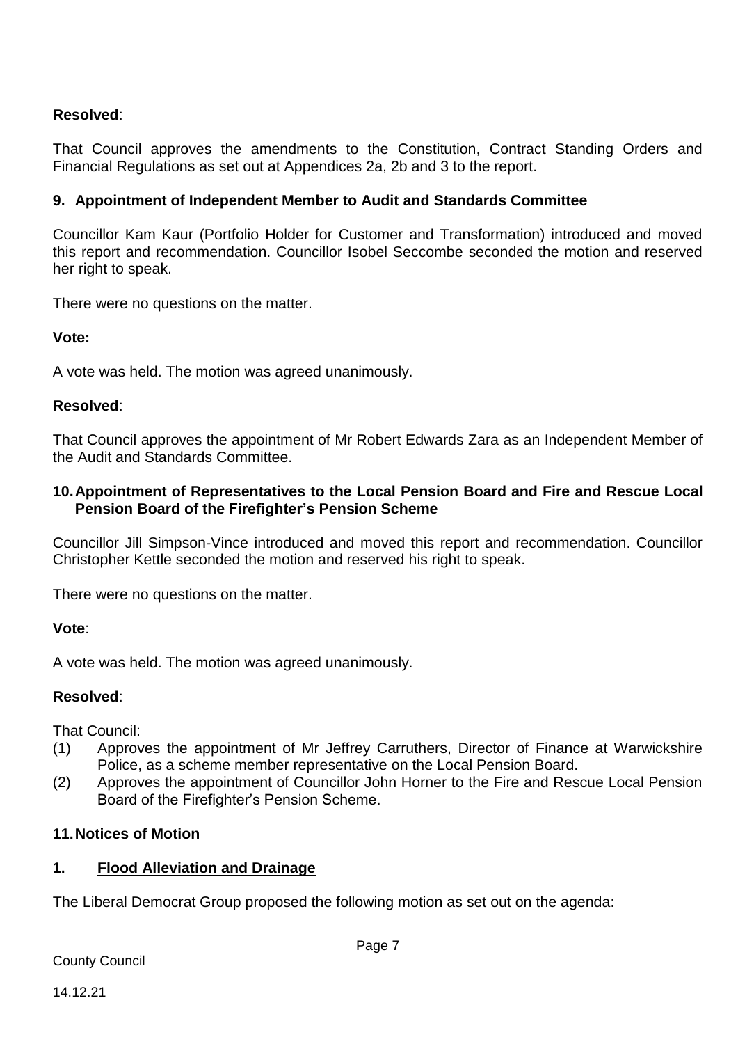**Resolved**:

That Council approves the amendments to the Constitution, Contract Standing Orders and Financial Regulations as set out at Appendices 2a, 2b and 3 to the report.

### 9. Appointment of Independent Member to Audit and Standards Committee

Councillor Kam Kaur (Portfolio Holder for Customer and Transformation) introduced and moved this report and recommendation. Councillor Isobel Seccombe seconded the motion and reserved her right to speak.

There were no questions on the matter.

**Vote:**

A vote was held. The motion was agreed unanimously.

**Resolved**:

That Council approves the appointment of Mr Robert Edwards Zara as an Independent Member of the Audit and Standards Committee.

### 10. Appointment of Representatives to the Local Pension Board and Fire and Rescue Local Pension Board of the Firefighter's Pension Scheme

Councillor Jill Simpson-Vince introduced and moved this report and recommendation. Councillor Christopher Kettle seconded the motion and reserved his right to speak.

There were no questions on the matter.

**Vote**:

A vote was held. The motion was agreed unanimously.

**Resolved**:

That Council:

(1) Approves the appointment of Mr Jeffrey Carruthers, Director of Finance at Warwickshire Police, as a scheme member representative on the Local Pension Board.

(2) Approves the appointment of Councillor John Horner to the Fire and Rescue Local Pension Board of the Firefighter's Pension Scheme.

### 11. Notices of Motion

#### 1. Flood Alleviation and Drainage

The Liberal Democrat Group proposed the following motion as set out on the agenda: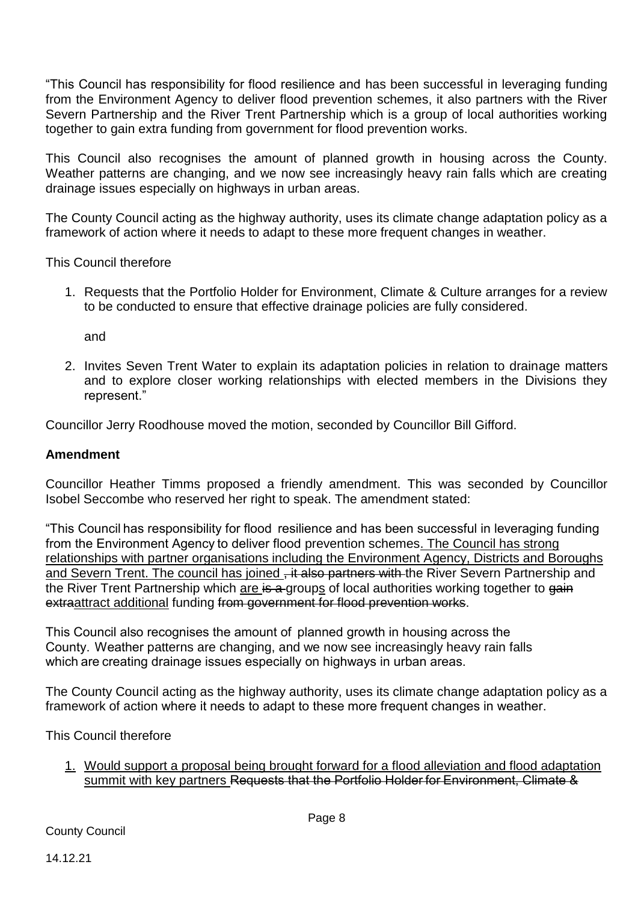"This Council has responsibility for flood resilience and has been successful in leveraging funding from the Environment Agency to deliver flood prevention schemes, it also partners with the River Severn Partnership and the River Trent Partnership which is a group of local authorities working together to gain extra funding from government for flood prevention works.

This Council also recognises the amount of planned growth in housing across the County. Weather patterns are changing, and we now see increasingly heavy rain falls which are creating drainage issues especially on highways in urban areas.

The County Council acting as the highway authority, uses its climate change adaptation policy as a framework of action where it needs to adapt to these more frequent changes in weather.

This Council therefore

1. Requests that the Portfolio Holder for Environment, Climate & Culture arranges for a review to be conducted to ensure that effective drainage policies are fully considered.

   and

2. Invites Seven Trent Water to explain its adaptation policies in relation to drainage matters and to explore closer working relationships with elected members in the Divisions they represent."

Councillor Jerry Roodhouse moved the motion, seconded by Councillor Bill Gifford.

**Amendment**

Councillor Heather Timms proposed a friendly amendment. This was seconded by Councillor Isobel Seccombe who reserved her right to speak. The amendment stated:

"This Council has responsibility for flood resilience and has been successful in leveraging funding from the Environment Agency to deliver flood prevention schemes<u>. The Council has strong relationships with partner organisations including the Environment Agency, Districts and Boroughs and Severn Trent. The council has joined</u> ~~, it also partners with~~ the River Severn Partnership and the River Trent Partnership which <u>are</u> ~~is a~~ group<u>s</u> of local authorities working together to ~~gain extra~~<u>attract additional</u> funding ~~from government for flood prevention works~~.

This Council also recognises the amount of planned growth in housing across the County. Weather patterns are changing, and we now see increasingly heavy rain falls which are creating drainage issues especially on highways in urban areas.

The County Council acting as the highway authority, uses its climate change adaptation policy as a framework of action where it needs to adapt to these more frequent changes in weather.

This Council therefore

1. <u>Would support a proposal being brought forward for a flood alleviation and flood adaptation summit with key partners</u> ~~Requests that the Portfolio Holder for Environment, Climate &~~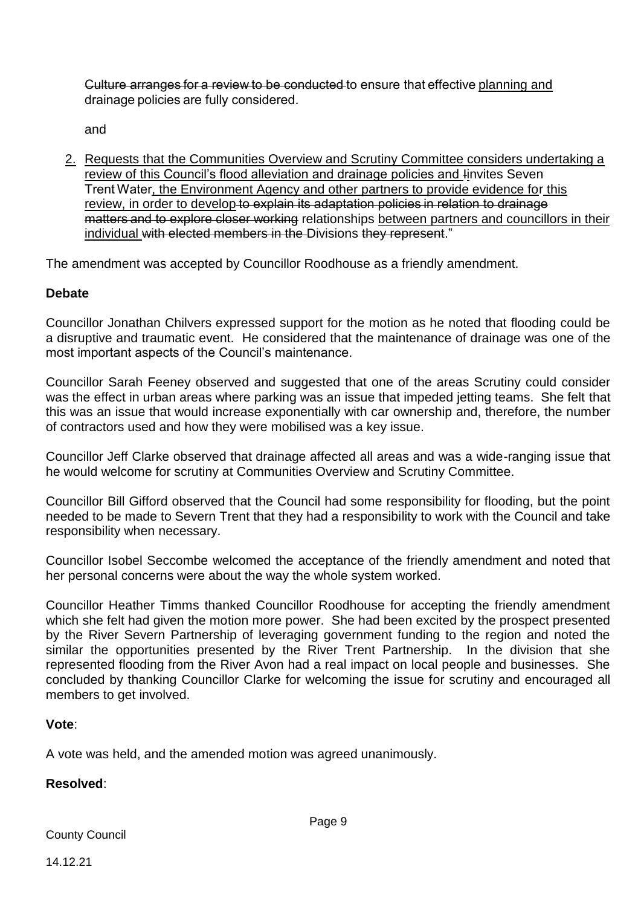~~Culture arranges for a review to be conducted~~ to ensure that effective <u>planning and</u> drainage policies are fully considered.

and

2. <u>Requests that the Communities Overview and Scrutiny Committee considers undertaking a review of this Council's flood alleviation and drainage policies and i</u>~~I~~nvites Seven Trent Water<u>, the Environment Agency and other partners to provide evidence for this review, in order to develop</u> ~~to explain its adaptation policies in relation to drainage matters and to explore closer working~~ relationships <u>between partners and councillors in their individual</u> ~~with elected members in the~~ Divisions ~~they represent~~."

The amendment was accepted by Councillor Roodhouse as a friendly amendment.

**Debate**

Councillor Jonathan Chilvers expressed support for the motion as he noted that flooding could be a disruptive and traumatic event. He considered that the maintenance of drainage was one of the most important aspects of the Council's maintenance.

Councillor Sarah Feeney observed and suggested that one of the areas Scrutiny could consider was the effect in urban areas where parking was an issue that impeded jetting teams. She felt that this was an issue that would increase exponentially with car ownership and, therefore, the number of contractors used and how they were mobilised was a key issue.

Councillor Jeff Clarke observed that drainage affected all areas and was a wide-ranging issue that he would welcome for scrutiny at Communities Overview and Scrutiny Committee.

Councillor Bill Gifford observed that the Council had some responsibility for flooding, but the point needed to be made to Severn Trent that they had a responsibility to work with the Council and take responsibility when necessary.

Councillor Isobel Seccombe welcomed the acceptance of the friendly amendment and noted that her personal concerns were about the way the whole system worked.

Councillor Heather Timms thanked Councillor Roodhouse for accepting the friendly amendment which she felt had given the motion more power. She had been excited by the prospect presented by the River Severn Partnership of leveraging government funding to the region and noted the similar the opportunities presented by the River Trent Partnership. In the division that she represented flooding from the River Avon had a real impact on local people and businesses. She concluded by thanking Councillor Clarke for welcoming the issue for scrutiny and encouraged all members to get involved.

**Vote**:

A vote was held, and the amended motion was agreed unanimously.

**Resolved**: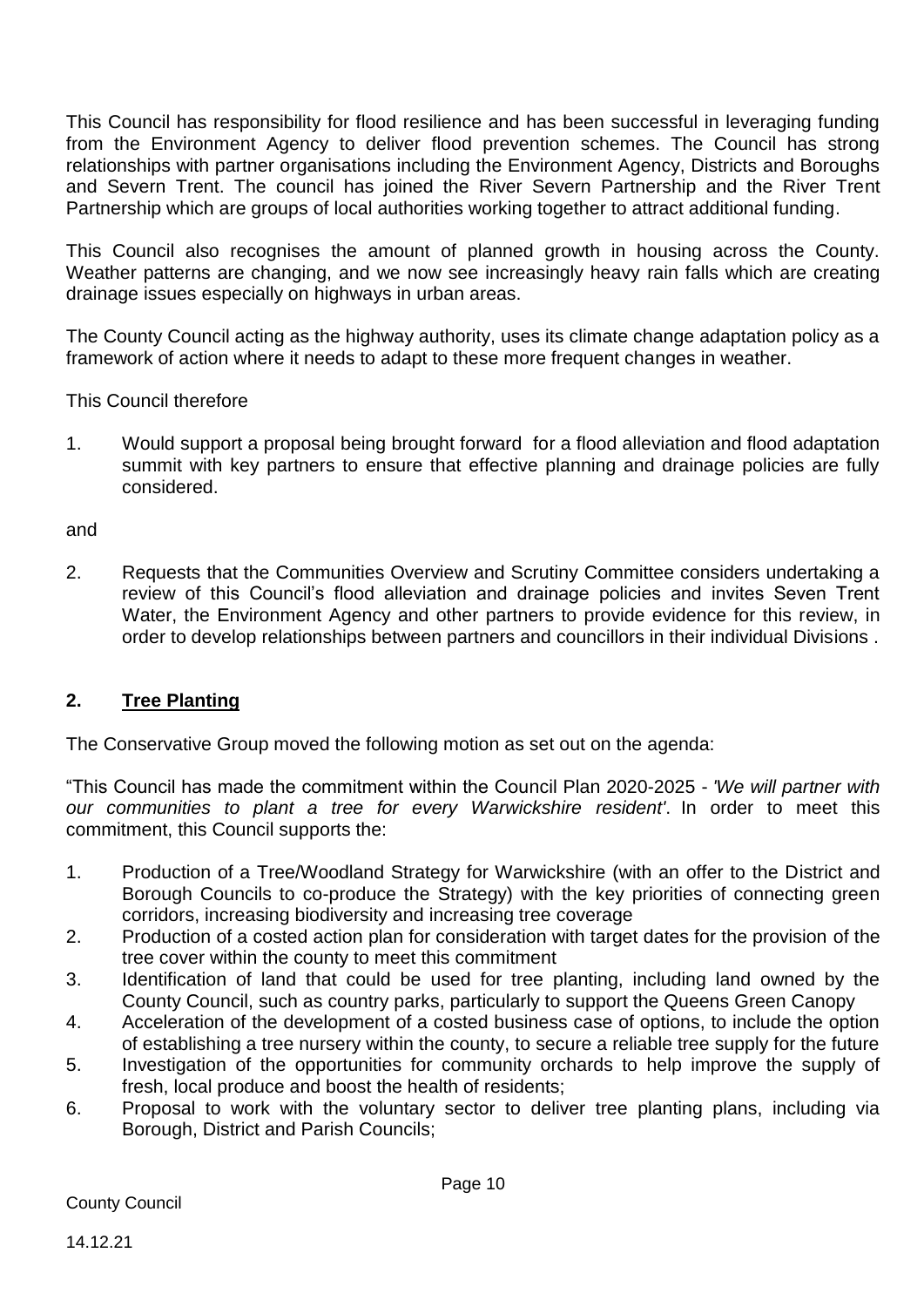This Council has responsibility for flood resilience and has been successful in leveraging funding from the Environment Agency to deliver flood prevention schemes. The Council has strong relationships with partner organisations including the Environment Agency, Districts and Boroughs and Severn Trent. The council has joined the River Severn Partnership and the River Trent Partnership which are groups of local authorities working together to attract additional funding.

This Council also recognises the amount of planned growth in housing across the County. Weather patterns are changing, and we now see increasingly heavy rain falls which are creating drainage issues especially on highways in urban areas.

The County Council acting as the highway authority, uses its climate change adaptation policy as a framework of action where it needs to adapt to these more frequent changes in weather.

This Council therefore

1. Would support a proposal being brought forward for a flood alleviation and flood adaptation summit with key partners to ensure that effective planning and drainage policies are fully considered.

and

2. Requests that the Communities Overview and Scrutiny Committee considers undertaking a review of this Council's flood alleviation and drainage policies and invites Seven Trent Water, the Environment Agency and other partners to provide evidence for this review, in order to develop relationships between partners and councillors in their individual Divisions .

## 2. Tree Planting

The Conservative Group moved the following motion as set out on the agenda:

"This Council has made the commitment within the Council Plan 2020-2025 - *'We will partner with our communities to plant a tree for every Warwickshire resident'*. In order to meet this commitment, this Council supports the:

1. Production of a Tree/Woodland Strategy for Warwickshire (with an offer to the District and Borough Councils to co-produce the Strategy) with the key priorities of connecting green corridors, increasing biodiversity and increasing tree coverage
2. Production of a costed action plan for consideration with target dates for the provision of the tree cover within the county to meet this commitment
3. Identification of land that could be used for tree planting, including land owned by the County Council, such as country parks, particularly to support the Queens Green Canopy
4. Acceleration of the development of a costed business case of options, to include the option of establishing a tree nursery within the county, to secure a reliable tree supply for the future
5. Investigation of the opportunities for community orchards to help improve the supply of fresh, local produce and boost the health of residents;
6. Proposal to work with the voluntary sector to deliver tree planting plans, including via Borough, District and Parish Councils;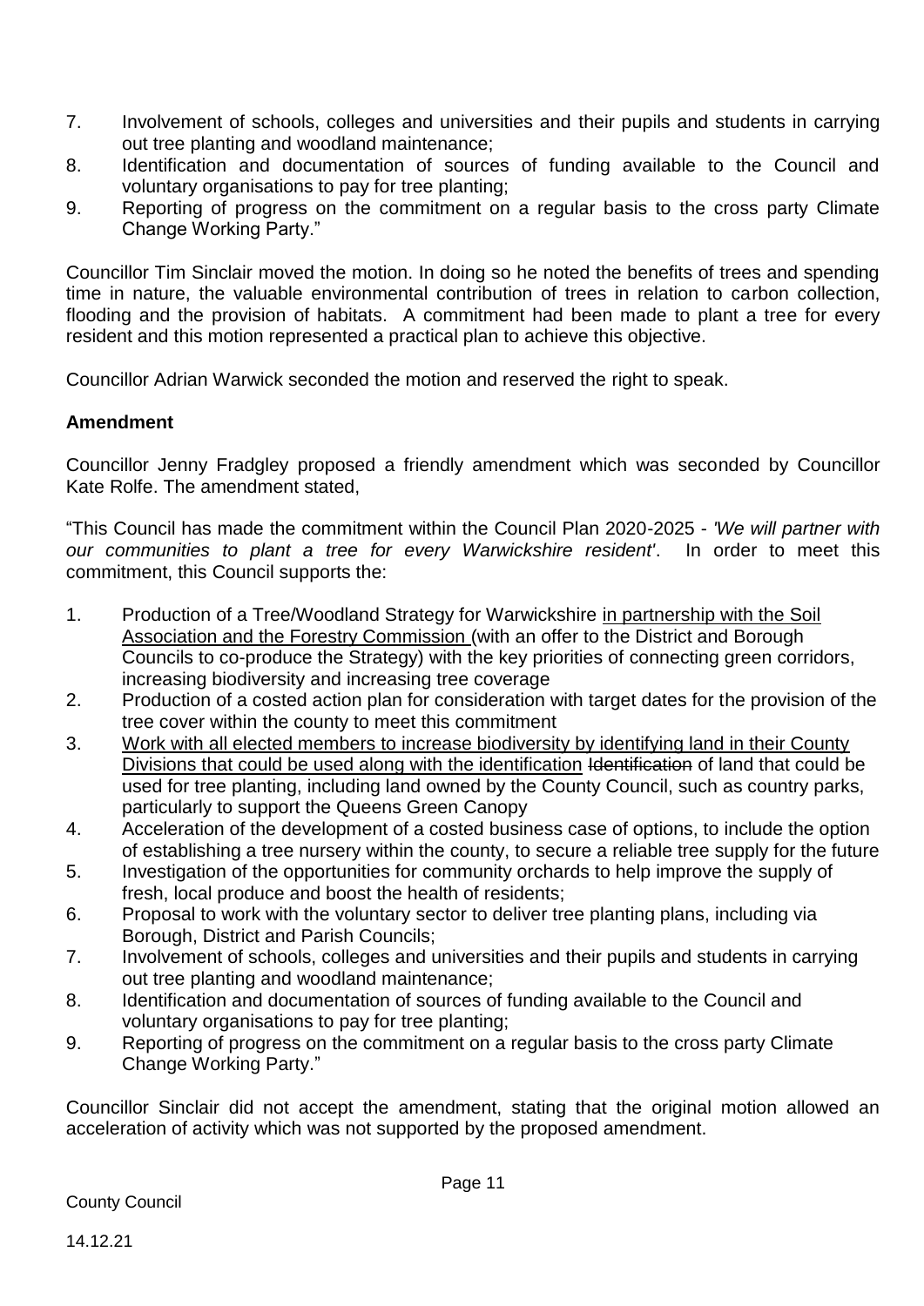7. Involvement of schools, colleges and universities and their pupils and students in carrying out tree planting and woodland maintenance;
8. Identification and documentation of sources of funding available to the Council and voluntary organisations to pay for tree planting;
9. Reporting of progress on the commitment on a regular basis to the cross party Climate Change Working Party."

Councillor Tim Sinclair moved the motion. In doing so he noted the benefits of trees and spending time in nature, the valuable environmental contribution of trees in relation to carbon collection, flooding and the provision of habitats. A commitment had been made to plant a tree for every resident and this motion represented a practical plan to achieve this objective.

Councillor Adrian Warwick seconded the motion and reserved the right to speak.

**Amendment**

Councillor Jenny Fradgley proposed a friendly amendment which was seconded by Councillor Kate Rolfe. The amendment stated,

"This Council has made the commitment within the Council Plan 2020-2025 - *'We will partner with our communities to plant a tree for every Warwickshire resident'*. In order to meet this commitment, this Council supports the:

1. Production of a Tree/Woodland Strategy for Warwickshire <u>in partnership with the Soil Association and the Forestry Commission </u>(with an offer to the District and Borough Councils to co-produce the Strategy) with the key priorities of connecting green corridors, increasing biodiversity and increasing tree coverage
2. Production of a costed action plan for consideration with target dates for the provision of the tree cover within the county to meet this commitment
3. <u>Work with all elected members to increase biodiversity by identifying land in their County Divisions that could be used along with the identification</u> ~~Identification~~ of land that could be used for tree planting, including land owned by the County Council, such as country parks, particularly to support the Queens Green Canopy
4. Acceleration of the development of a costed business case of options, to include the option of establishing a tree nursery within the county, to secure a reliable tree supply for the future
5. Investigation of the opportunities for community orchards to help improve the supply of fresh, local produce and boost the health of residents;
6. Proposal to work with the voluntary sector to deliver tree planting plans, including via Borough, District and Parish Councils;
7. Involvement of schools, colleges and universities and their pupils and students in carrying out tree planting and woodland maintenance;
8. Identification and documentation of sources of funding available to the Council and voluntary organisations to pay for tree planting;
9. Reporting of progress on the commitment on a regular basis to the cross party Climate Change Working Party."

Councillor Sinclair did not accept the amendment, stating that the original motion allowed an acceleration of activity which was not supported by the proposed amendment.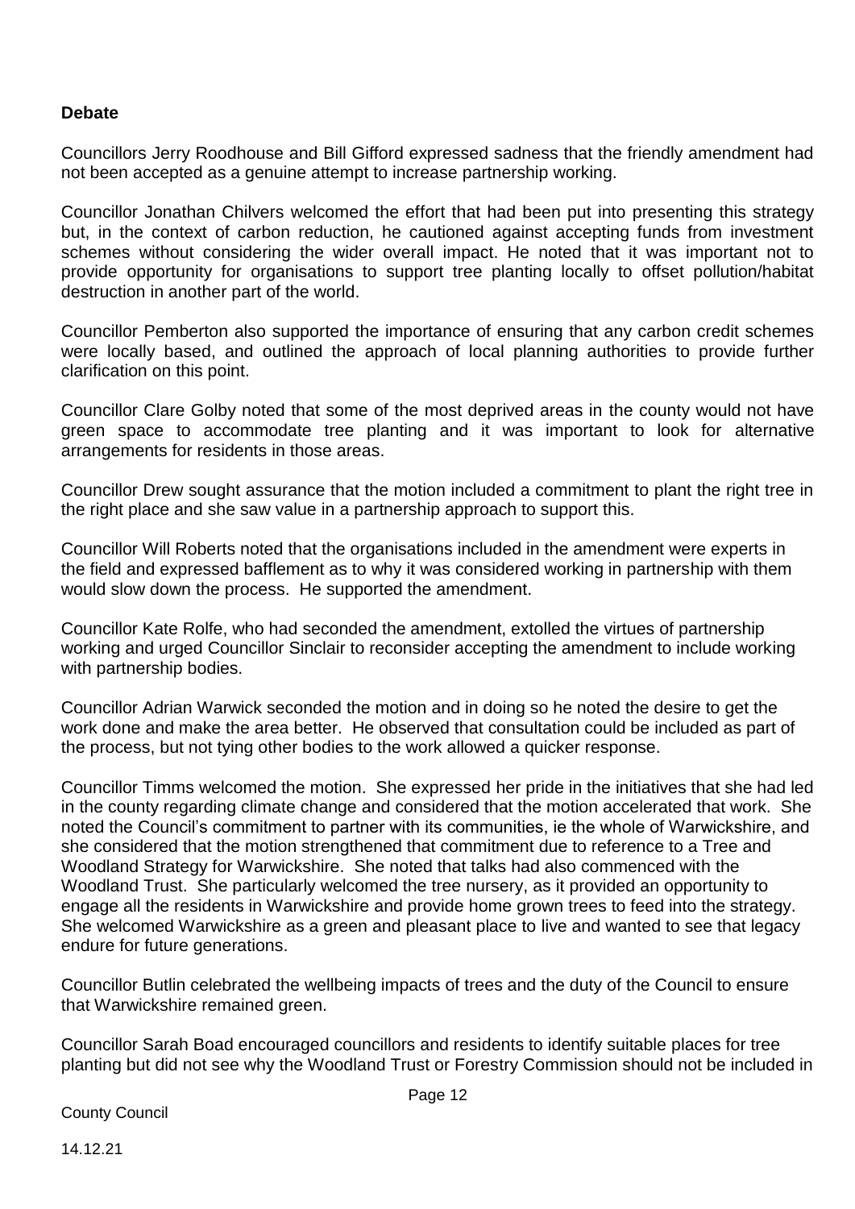**Debate**

Councillors Jerry Roodhouse and Bill Gifford expressed sadness that the friendly amendment had not been accepted as a genuine attempt to increase partnership working.

Councillor Jonathan Chilvers welcomed the effort that had been put into presenting this strategy but, in the context of carbon reduction, he cautioned against accepting funds from investment schemes without considering the wider overall impact. He noted that it was important not to provide opportunity for organisations to support tree planting locally to offset pollution/habitat destruction in another part of the world.

Councillor Pemberton also supported the importance of ensuring that any carbon credit schemes were locally based, and outlined the approach of local planning authorities to provide further clarification on this point.

Councillor Clare Golby noted that some of the most deprived areas in the county would not have green space to accommodate tree planting and it was important to look for alternative arrangements for residents in those areas.

Councillor Drew sought assurance that the motion included a commitment to plant the right tree in the right place and she saw value in a partnership approach to support this.

Councillor Will Roberts noted that the organisations included in the amendment were experts in the field and expressed bafflement as to why it was considered working in partnership with them would slow down the process. He supported the amendment.

Councillor Kate Rolfe, who had seconded the amendment, extolled the virtues of partnership working and urged Councillor Sinclair to reconsider accepting the amendment to include working with partnership bodies.

Councillor Adrian Warwick seconded the motion and in doing so he noted the desire to get the work done and make the area better. He observed that consultation could be included as part of the process, but not tying other bodies to the work allowed a quicker response.

Councillor Timms welcomed the motion. She expressed her pride in the initiatives that she had led in the county regarding climate change and considered that the motion accelerated that work. She noted the Council's commitment to partner with its communities, ie the whole of Warwickshire, and she considered that the motion strengthened that commitment due to reference to a Tree and Woodland Strategy for Warwickshire. She noted that talks had also commenced with the Woodland Trust. She particularly welcomed the tree nursery, as it provided an opportunity to engage all the residents in Warwickshire and provide home grown trees to feed into the strategy. She welcomed Warwickshire as a green and pleasant place to live and wanted to see that legacy endure for future generations.

Councillor Butlin celebrated the wellbeing impacts of trees and the duty of the Council to ensure that Warwickshire remained green.

Councillor Sarah Boad encouraged councillors and residents to identify suitable places for tree planting but did not see why the Woodland Trust or Forestry Commission should not be included in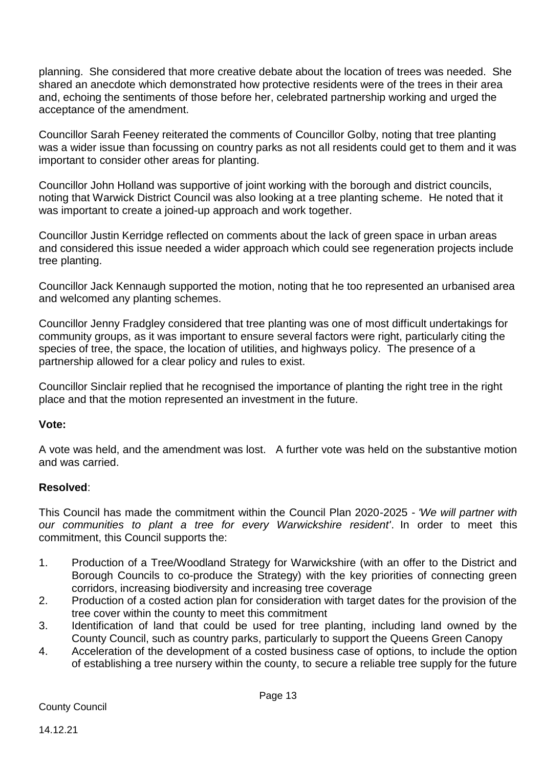planning. She considered that more creative debate about the location of trees was needed. She shared an anecdote which demonstrated how protective residents were of the trees in their area and, echoing the sentiments of those before her, celebrated partnership working and urged the acceptance of the amendment.

Councillor Sarah Feeney reiterated the comments of Councillor Golby, noting that tree planting was a wider issue than focussing on country parks as not all residents could get to them and it was important to consider other areas for planting.

Councillor John Holland was supportive of joint working with the borough and district councils, noting that Warwick District Council was also looking at a tree planting scheme. He noted that it was important to create a joined-up approach and work together.

Councillor Justin Kerridge reflected on comments about the lack of green space in urban areas and considered this issue needed a wider approach which could see regeneration projects include tree planting.

Councillor Jack Kennaugh supported the motion, noting that he too represented an urbanised area and welcomed any planting schemes.

Councillor Jenny Fradgley considered that tree planting was one of most difficult undertakings for community groups, as it was important to ensure several factors were right, particularly citing the species of tree, the space, the location of utilities, and highways policy. The presence of a partnership allowed for a clear policy and rules to exist.

Councillor Sinclair replied that he recognised the importance of planting the right tree in the right place and that the motion represented an investment in the future.

**Vote:**

A vote was held, and the amendment was lost. A further vote was held on the substantive motion and was carried.

**Resolved**:

This Council has made the commitment within the Council Plan 2020-2025 - *'We will partner with our communities to plant a tree for every Warwickshire resident'*. In order to meet this commitment, this Council supports the:

1. Production of a Tree/Woodland Strategy for Warwickshire (with an offer to the District and Borough Councils to co-produce the Strategy) with the key priorities of connecting green corridors, increasing biodiversity and increasing tree coverage
2. Production of a costed action plan for consideration with target dates for the provision of the tree cover within the county to meet this commitment
3. Identification of land that could be used for tree planting, including land owned by the County Council, such as country parks, particularly to support the Queens Green Canopy
4. Acceleration of the development of a costed business case of options, to include the option of establishing a tree nursery within the county, to secure a reliable tree supply for the future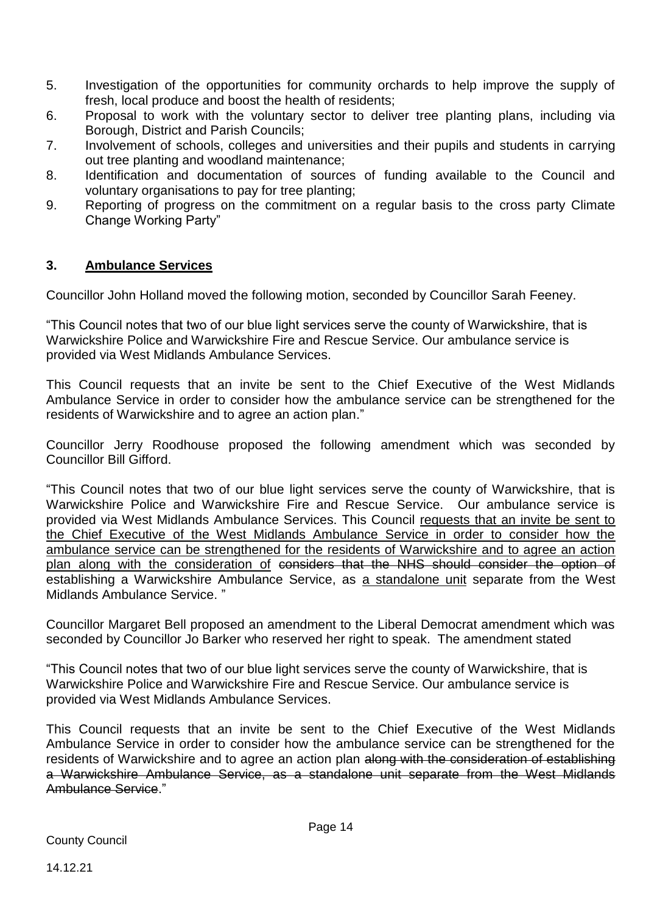5. Investigation of the opportunities for community orchards to help improve the supply of fresh, local produce and boost the health of residents;
6. Proposal to work with the voluntary sector to deliver tree planting plans, including via Borough, District and Parish Councils;
7. Involvement of schools, colleges and universities and their pupils and students in carrying out tree planting and woodland maintenance;
8. Identification and documentation of sources of funding available to the Council and voluntary organisations to pay for tree planting;
9. Reporting of progress on the commitment on a regular basis to the cross party Climate Change Working Party"

## 3. <u>Ambulance Services</u>

Councillor John Holland moved the following motion, seconded by Councillor Sarah Feeney.

"This Council notes that two of our blue light services serve the county of Warwickshire, that is Warwickshire Police and Warwickshire Fire and Rescue Service. Our ambulance service is provided via West Midlands Ambulance Services.

This Council requests that an invite be sent to the Chief Executive of the West Midlands Ambulance Service in order to consider how the ambulance service can be strengthened for the residents of Warwickshire and to agree an action plan."

Councillor Jerry Roodhouse proposed the following amendment which was seconded by Councillor Bill Gifford.

"This Council notes that two of our blue light services serve the county of Warwickshire, that is Warwickshire Police and Warwickshire Fire and Rescue Service. Our ambulance service is provided via West Midlands Ambulance Services. This Council <u>requests that an invite be sent to the Chief Executive of the West Midlands Ambulance Service in order to consider how the ambulance service can be strengthened for the residents of Warwickshire and to agree an action plan along with the consideration of</u> ~~considers that the NHS should consider the option of~~ establishing a Warwickshire Ambulance Service, as <u>a standalone unit</u> separate from the West Midlands Ambulance Service. "

Councillor Margaret Bell proposed an amendment to the Liberal Democrat amendment which was seconded by Councillor Jo Barker who reserved her right to speak. The amendment stated

"This Council notes that two of our blue light services serve the county of Warwickshire, that is Warwickshire Police and Warwickshire Fire and Rescue Service. Our ambulance service is provided via West Midlands Ambulance Services.

This Council requests that an invite be sent to the Chief Executive of the West Midlands Ambulance Service in order to consider how the ambulance service can be strengthened for the residents of Warwickshire and to agree an action plan ~~along with the consideration of establishing a Warwickshire Ambulance Service, as a standalone unit separate from the West Midlands Ambulance Service~~."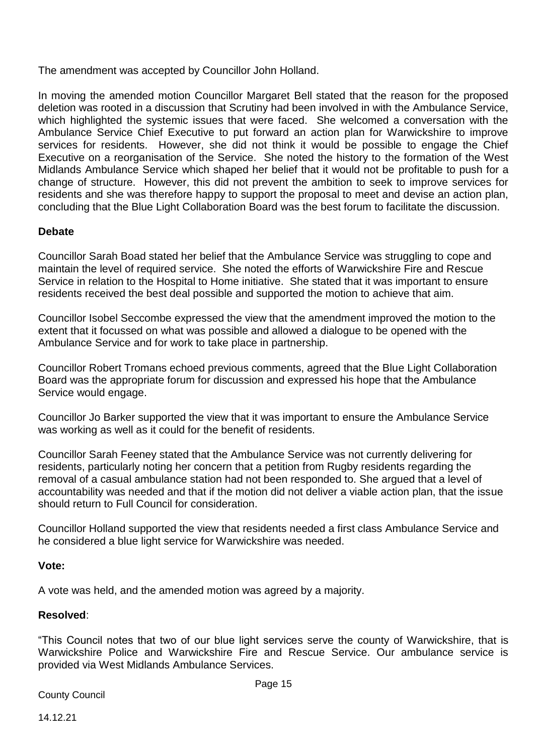The amendment was accepted by Councillor John Holland.

In moving the amended motion Councillor Margaret Bell stated that the reason for the proposed deletion was rooted in a discussion that Scrutiny had been involved in with the Ambulance Service, which highlighted the systemic issues that were faced. She welcomed a conversation with the Ambulance Service Chief Executive to put forward an action plan for Warwickshire to improve services for residents. However, she did not think it would be possible to engage the Chief Executive on a reorganisation of the Service. She noted the history to the formation of the West Midlands Ambulance Service which shaped her belief that it would not be profitable to push for a change of structure. However, this did not prevent the ambition to seek to improve services for residents and she was therefore happy to support the proposal to meet and devise an action plan, concluding that the Blue Light Collaboration Board was the best forum to facilitate the discussion.

**Debate**

Councillor Sarah Boad stated her belief that the Ambulance Service was struggling to cope and maintain the level of required service. She noted the efforts of Warwickshire Fire and Rescue Service in relation to the Hospital to Home initiative. She stated that it was important to ensure residents received the best deal possible and supported the motion to achieve that aim.

Councillor Isobel Seccombe expressed the view that the amendment improved the motion to the extent that it focussed on what was possible and allowed a dialogue to be opened with the Ambulance Service and for work to take place in partnership.

Councillor Robert Tromans echoed previous comments, agreed that the Blue Light Collaboration Board was the appropriate forum for discussion and expressed his hope that the Ambulance Service would engage.

Councillor Jo Barker supported the view that it was important to ensure the Ambulance Service was working as well as it could for the benefit of residents.

Councillor Sarah Feeney stated that the Ambulance Service was not currently delivering for residents, particularly noting her concern that a petition from Rugby residents regarding the removal of a casual ambulance station had not been responded to. She argued that a level of accountability was needed and that if the motion did not deliver a viable action plan, that the issue should return to Full Council for consideration.

Councillor Holland supported the view that residents needed a first class Ambulance Service and he considered a blue light service for Warwickshire was needed.

**Vote:**

A vote was held, and the amended motion was agreed by a majority.

**Resolved**:

"This Council notes that two of our blue light services serve the county of Warwickshire, that is Warwickshire Police and Warwickshire Fire and Rescue Service. Our ambulance service is provided via West Midlands Ambulance Services.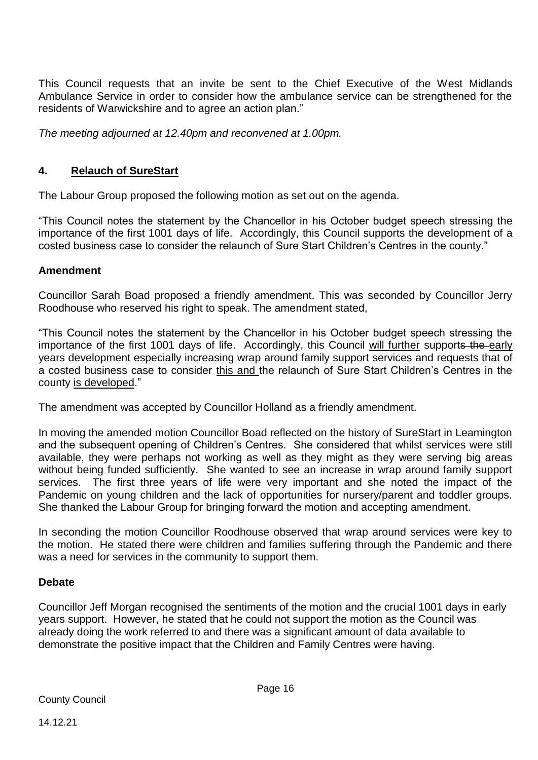This Council requests that an invite be sent to the Chief Executive of the West Midlands Ambulance Service in order to consider how the ambulance service can be strengthened for the residents of Warwickshire and to agree an action plan."

*The meeting adjourned at 12.40pm and reconvened at 1.00pm.*

## 4. Relauch of SureStart

The Labour Group proposed the following motion as set out on the agenda.

"This Council notes the statement by the Chancellor in his October budget speech stressing the importance of the first 1001 days of life. Accordingly, this Council supports the development of a costed business case to consider the relaunch of Sure Start Children's Centres in the county."

### Amendment

Councillor Sarah Boad proposed a friendly amendment. This was seconded by Councillor Jerry Roodhouse who reserved his right to speak. The amendment stated,

"This Council notes the statement by the Chancellor in his October budget speech stressing the importance of the first 1001 days of life. Accordingly, this Council <u>will further</u> support~~s the~~ <u>early years</u> development <u>especially increasing wrap around family support services and requests that</u> ~~of~~ a costed business case to consider <u>this and</u> the relaunch of Sure Start Children's Centres in the county <u>is developed</u>."

The amendment was accepted by Councillor Holland as a friendly amendment.

In moving the amended motion Councillor Boad reflected on the history of SureStart in Leamington and the subsequent opening of Children's Centres. She considered that whilst services were still available, they were perhaps not working as well as they might as they were serving big areas without being funded sufficiently. She wanted to see an increase in wrap around family support services. The first three years of life were very important and she noted the impact of the Pandemic on young children and the lack of opportunities for nursery/parent and toddler groups. She thanked the Labour Group for bringing forward the motion and accepting amendment.

In seconding the motion Councillor Roodhouse observed that wrap around services were key to the motion. He stated there were children and families suffering through the Pandemic and there was a need for services in the community to support them.

### Debate

Councillor Jeff Morgan recognised the sentiments of the motion and the crucial 1001 days in early years support. However, he stated that he could not support the motion as the Council was already doing the work referred to and there was a significant amount of data available to demonstrate the positive impact that the Children and Family Centres were having.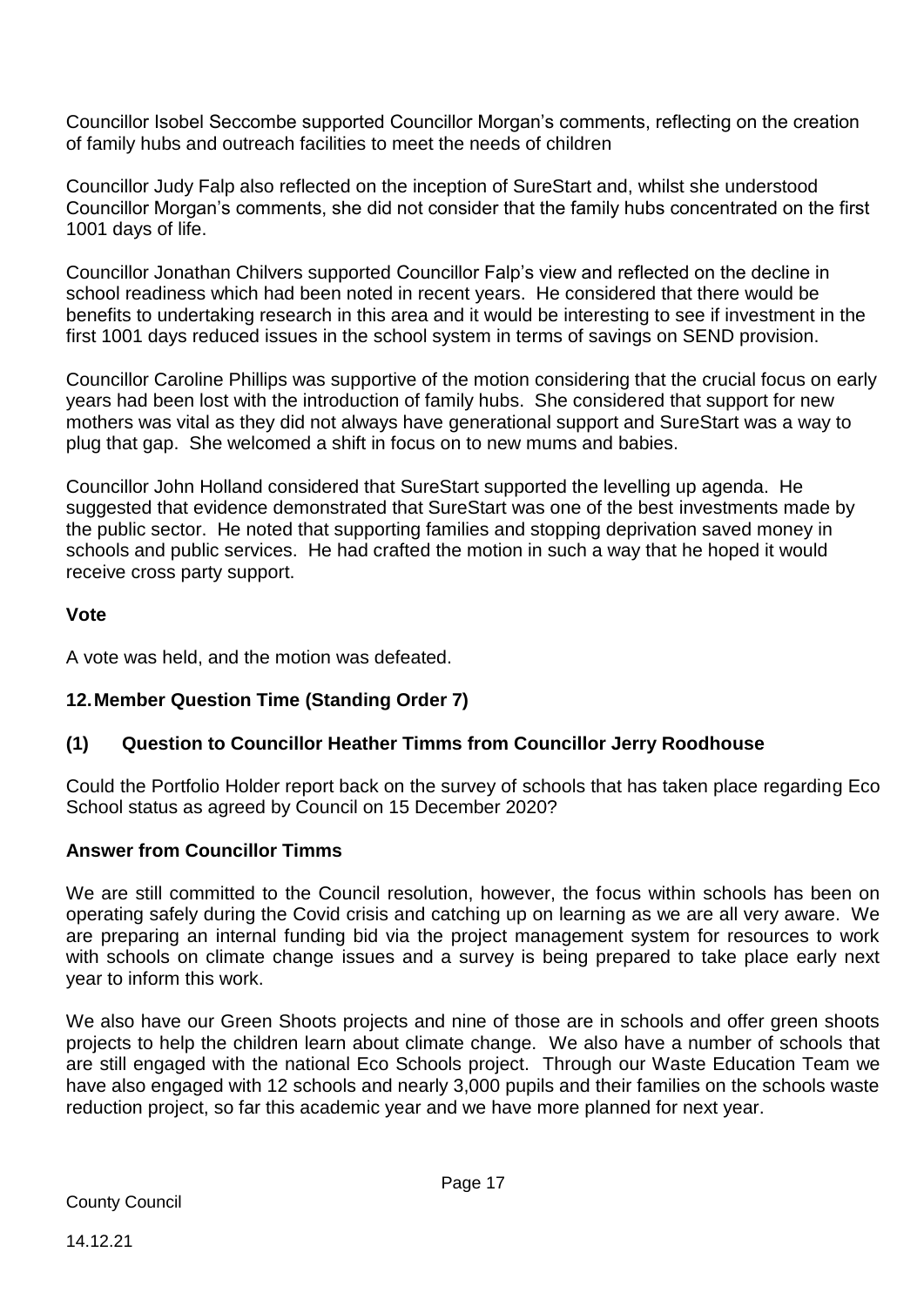Councillor Isobel Seccombe supported Councillor Morgan's comments, reflecting on the creation of family hubs and outreach facilities to meet the needs of children

Councillor Judy Falp also reflected on the inception of SureStart and, whilst she understood Councillor Morgan's comments, she did not consider that the family hubs concentrated on the first 1001 days of life.

Councillor Jonathan Chilvers supported Councillor Falp's view and reflected on the decline in school readiness which had been noted in recent years. He considered that there would be benefits to undertaking research in this area and it would be interesting to see if investment in the first 1001 days reduced issues in the school system in terms of savings on SEND provision.

Councillor Caroline Phillips was supportive of the motion considering that the crucial focus on early years had been lost with the introduction of family hubs. She considered that support for new mothers was vital as they did not always have generational support and SureStart was a way to plug that gap. She welcomed a shift in focus on to new mums and babies.

Councillor John Holland considered that SureStart supported the levelling up agenda. He suggested that evidence demonstrated that SureStart was one of the best investments made by the public sector. He noted that supporting families and stopping deprivation saved money in schools and public services. He had crafted the motion in such a way that he hoped it would receive cross party support.

**Vote**

A vote was held, and the motion was defeated.

## 12. Member Question Time (Standing Order 7)

### (1) Question to Councillor Heather Timms from Councillor Jerry Roodhouse

Could the Portfolio Holder report back on the survey of schools that has taken place regarding Eco School status as agreed by Council on 15 December 2020?

**Answer from Councillor Timms**

We are still committed to the Council resolution, however, the focus within schools has been on operating safely during the Covid crisis and catching up on learning as we are all very aware. We are preparing an internal funding bid via the project management system for resources to work with schools on climate change issues and a survey is being prepared to take place early next year to inform this work.

We also have our Green Shoots projects and nine of those are in schools and offer green shoots projects to help the children learn about climate change. We also have a number of schools that are still engaged with the national Eco Schools project. Through our Waste Education Team we have also engaged with 12 schools and nearly 3,000 pupils and their families on the schools waste reduction project, so far this academic year and we have more planned for next year.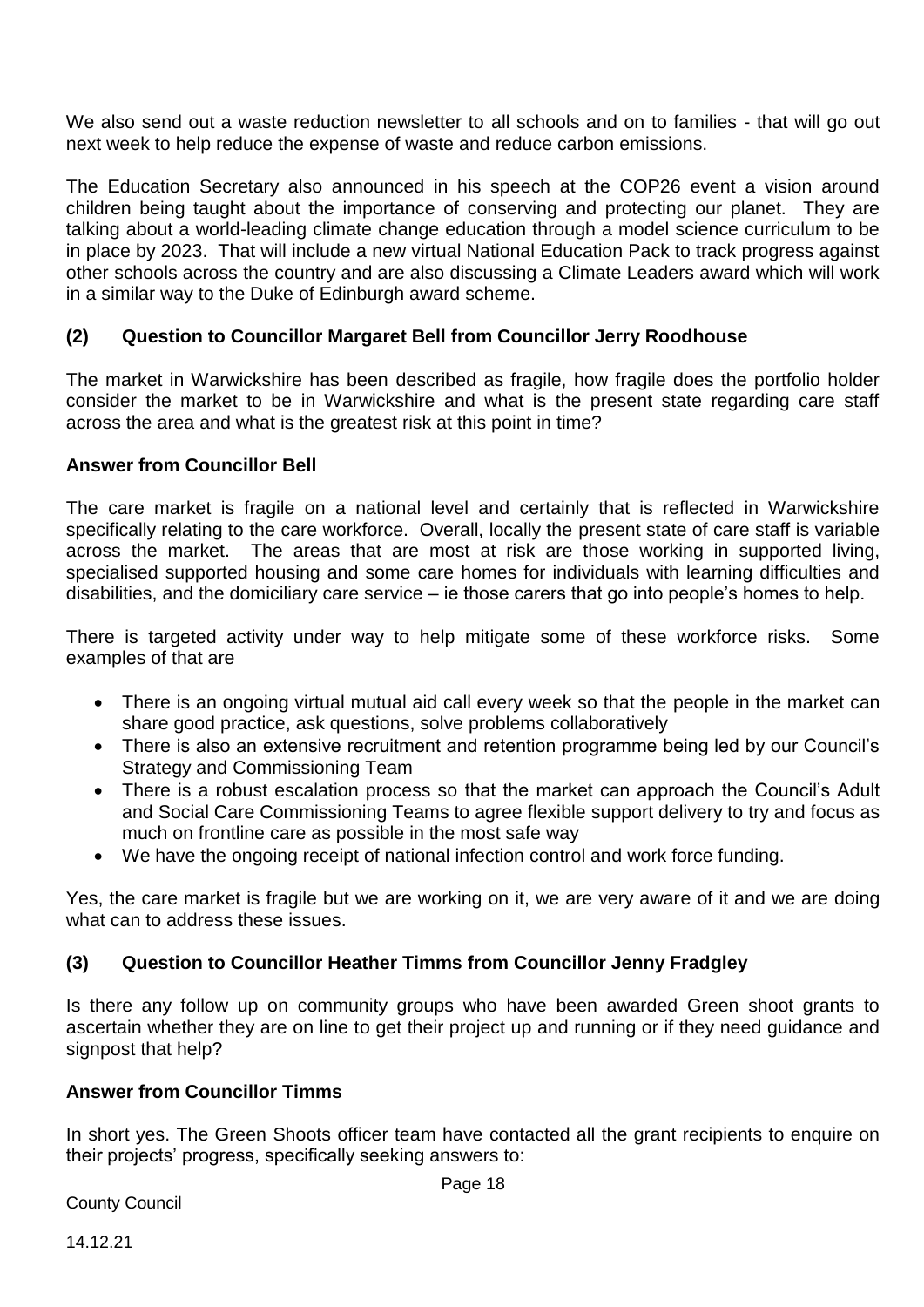We also send out a waste reduction newsletter to all schools and on to families - that will go out next week to help reduce the expense of waste and reduce carbon emissions.

The Education Secretary also announced in his speech at the COP26 event a vision around children being taught about the importance of conserving and protecting our planet. They are talking about a world-leading climate change education through a model science curriculum to be in place by 2023. That will include a new virtual National Education Pack to track progress against other schools across the country and are also discussing a Climate Leaders award which will work in a similar way to the Duke of Edinburgh award scheme.

### (2) Question to Councillor Margaret Bell from Councillor Jerry Roodhouse

The market in Warwickshire has been described as fragile, how fragile does the portfolio holder consider the market to be in Warwickshire and what is the present state regarding care staff across the area and what is the greatest risk at this point in time?

### Answer from Councillor Bell

The care market is fragile on a national level and certainly that is reflected in Warwickshire specifically relating to the care workforce. Overall, locally the present state of care staff is variable across the market. The areas that are most at risk are those working in supported living, specialised supported housing and some care homes for individuals with learning difficulties and disabilities, and the domiciliary care service – ie those carers that go into people's homes to help.

There is targeted activity under way to help mitigate some of these workforce risks. Some examples of that are

- There is an ongoing virtual mutual aid call every week so that the people in the market can share good practice, ask questions, solve problems collaboratively
- There is also an extensive recruitment and retention programme being led by our Council's Strategy and Commissioning Team
- There is a robust escalation process so that the market can approach the Council's Adult and Social Care Commissioning Teams to agree flexible support delivery to try and focus as much on frontline care as possible in the most safe way
- We have the ongoing receipt of national infection control and work force funding.

Yes, the care market is fragile but we are working on it, we are very aware of it and we are doing what can to address these issues.

### (3) Question to Councillor Heather Timms from Councillor Jenny Fradgley

Is there any follow up on community groups who have been awarded Green shoot grants to ascertain whether they are on line to get their project up and running or if they need guidance and signpost that help?

### Answer from Councillor Timms

In short yes. The Green Shoots officer team have contacted all the grant recipients to enquire on their projects' progress, specifically seeking answers to: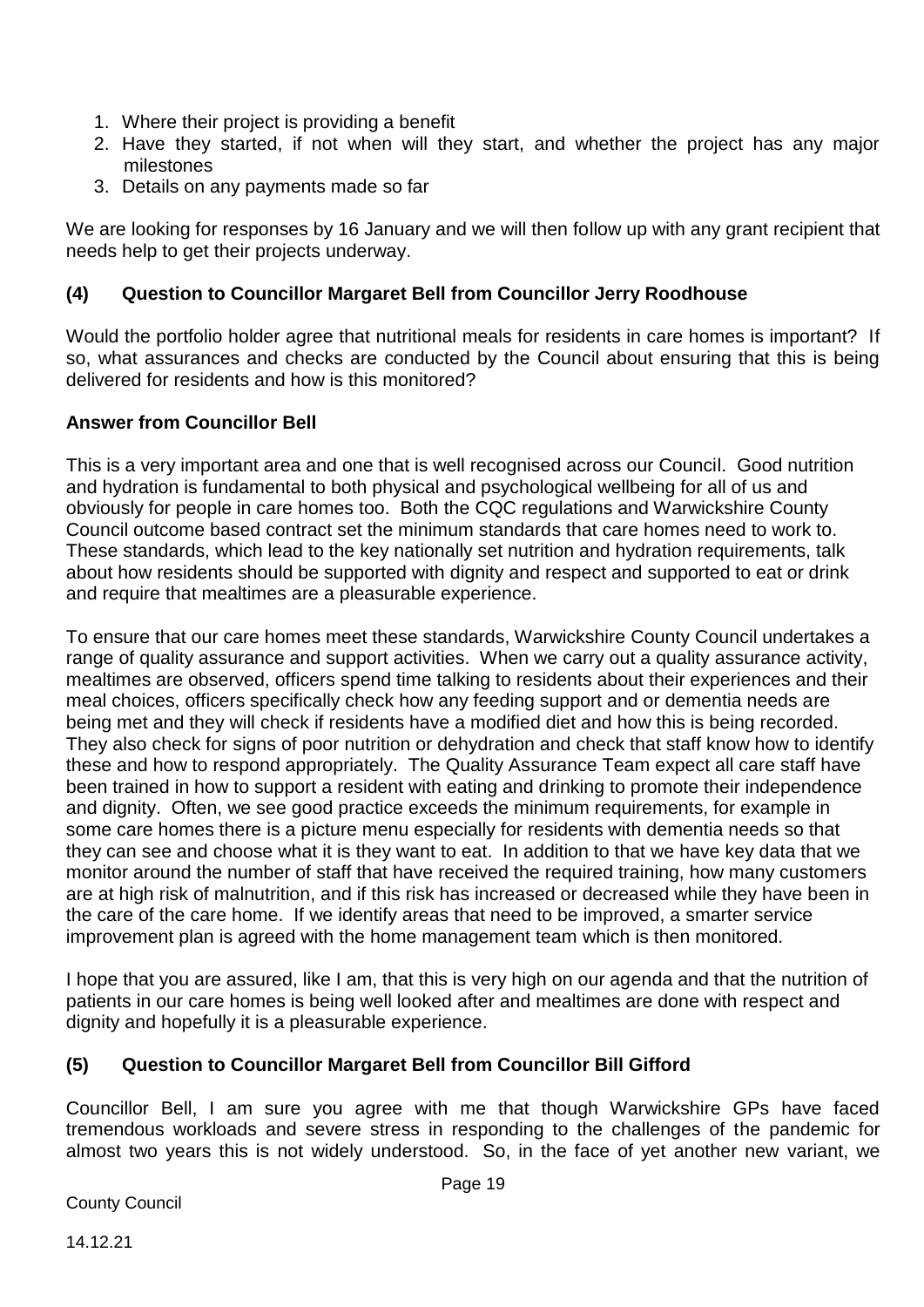1. Where their project is providing a benefit
2. Have they started, if not when will they start, and whether the project has any major milestones
3. Details on any payments made so far

We are looking for responses by 16 January and we will then follow up with any grant recipient that needs help to get their projects underway.

### (4) Question to Councillor Margaret Bell from Councillor Jerry Roodhouse

Would the portfolio holder agree that nutritional meals for residents in care homes is important? If so, what assurances and checks are conducted by the Council about ensuring that this is being delivered for residents and how is this monitored?

**Answer from Councillor Bell**

This is a very important area and one that is well recognised across our Council. Good nutrition and hydration is fundamental to both physical and psychological wellbeing for all of us and obviously for people in care homes too. Both the CQC regulations and Warwickshire County Council outcome based contract set the minimum standards that care homes need to work to. These standards, which lead to the key nationally set nutrition and hydration requirements, talk about how residents should be supported with dignity and respect and supported to eat or drink and require that mealtimes are a pleasurable experience.

To ensure that our care homes meet these standards, Warwickshire County Council undertakes a range of quality assurance and support activities. When we carry out a quality assurance activity, mealtimes are observed, officers spend time talking to residents about their experiences and their meal choices, officers specifically check how any feeding support and or dementia needs are being met and they will check if residents have a modified diet and how this is being recorded. They also check for signs of poor nutrition or dehydration and check that staff know how to identify these and how to respond appropriately. The Quality Assurance Team expect all care staff have been trained in how to support a resident with eating and drinking to promote their independence and dignity. Often, we see good practice exceeds the minimum requirements, for example in some care homes there is a picture menu especially for residents with dementia needs so that they can see and choose what it is they want to eat. In addition to that we have key data that we monitor around the number of staff that have received the required training, how many customers are at high risk of malnutrition, and if this risk has increased or decreased while they have been in the care of the care home. If we identify areas that need to be improved, a smarter service improvement plan is agreed with the home management team which is then monitored.

I hope that you are assured, like I am, that this is very high on our agenda and that the nutrition of patients in our care homes is being well looked after and mealtimes are done with respect and dignity and hopefully it is a pleasurable experience.

### (5) Question to Councillor Margaret Bell from Councillor Bill Gifford

Councillor Bell, I am sure you agree with me that though Warwickshire GPs have faced tremendous workloads and severe stress in responding to the challenges of the pandemic for almost two years this is not widely understood. So, in the face of yet another new variant, we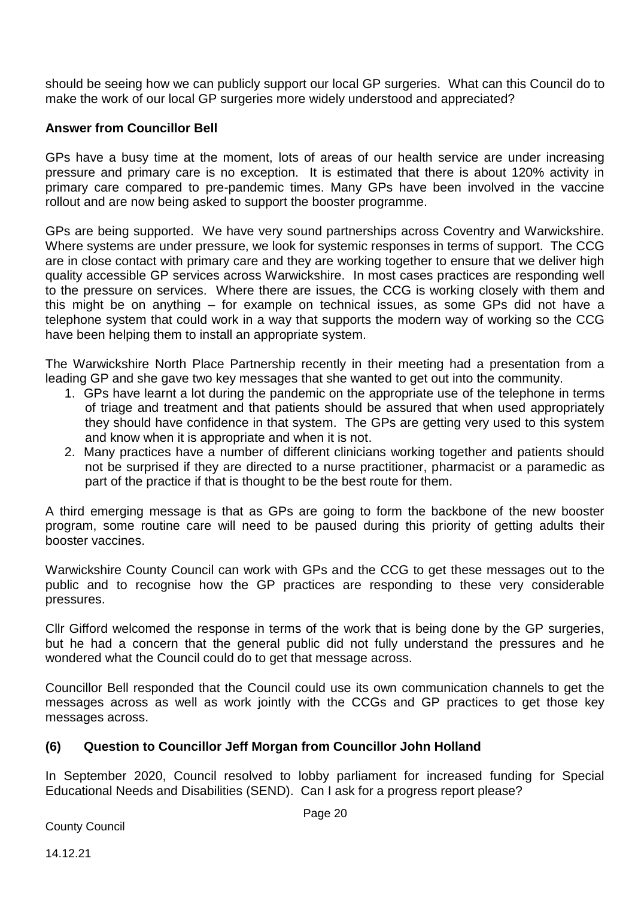should be seeing how we can publicly support our local GP surgeries. What can this Council do to make the work of our local GP surgeries more widely understood and appreciated?

**Answer from Councillor Bell**

GPs have a busy time at the moment, lots of areas of our health service are under increasing pressure and primary care is no exception. It is estimated that there is about 120% activity in primary care compared to pre-pandemic times. Many GPs have been involved in the vaccine rollout and are now being asked to support the booster programme.

GPs are being supported. We have very sound partnerships across Coventry and Warwickshire. Where systems are under pressure, we look for systemic responses in terms of support. The CCG are in close contact with primary care and they are working together to ensure that we deliver high quality accessible GP services across Warwickshire. In most cases practices are responding well to the pressure on services. Where there are issues, the CCG is working closely with them and this might be on anything – for example on technical issues, as some GPs did not have a telephone system that could work in a way that supports the modern way of working so the CCG have been helping them to install an appropriate system.

The Warwickshire North Place Partnership recently in their meeting had a presentation from a leading GP and she gave two key messages that she wanted to get out into the community.

1. GPs have learnt a lot during the pandemic on the appropriate use of the telephone in terms of triage and treatment and that patients should be assured that when used appropriately they should have confidence in that system. The GPs are getting very used to this system and know when it is appropriate and when it is not.
2. Many practices have a number of different clinicians working together and patients should not be surprised if they are directed to a nurse practitioner, pharmacist or a paramedic as part of the practice if that is thought to be the best route for them.

A third emerging message is that as GPs are going to form the backbone of the new booster program, some routine care will need to be paused during this priority of getting adults their booster vaccines.

Warwickshire County Council can work with GPs and the CCG to get these messages out to the public and to recognise how the GP practices are responding to these very considerable pressures.

Cllr Gifford welcomed the response in terms of the work that is being done by the GP surgeries, but he had a concern that the general public did not fully understand the pressures and he wondered what the Council could do to get that message across.

Councillor Bell responded that the Council could use its own communication channels to get the messages across as well as work jointly with the CCGs and GP practices to get those key messages across.

### (6) Question to Councillor Jeff Morgan from Councillor John Holland

In September 2020, Council resolved to lobby parliament for increased funding for Special Educational Needs and Disabilities (SEND). Can I ask for a progress report please?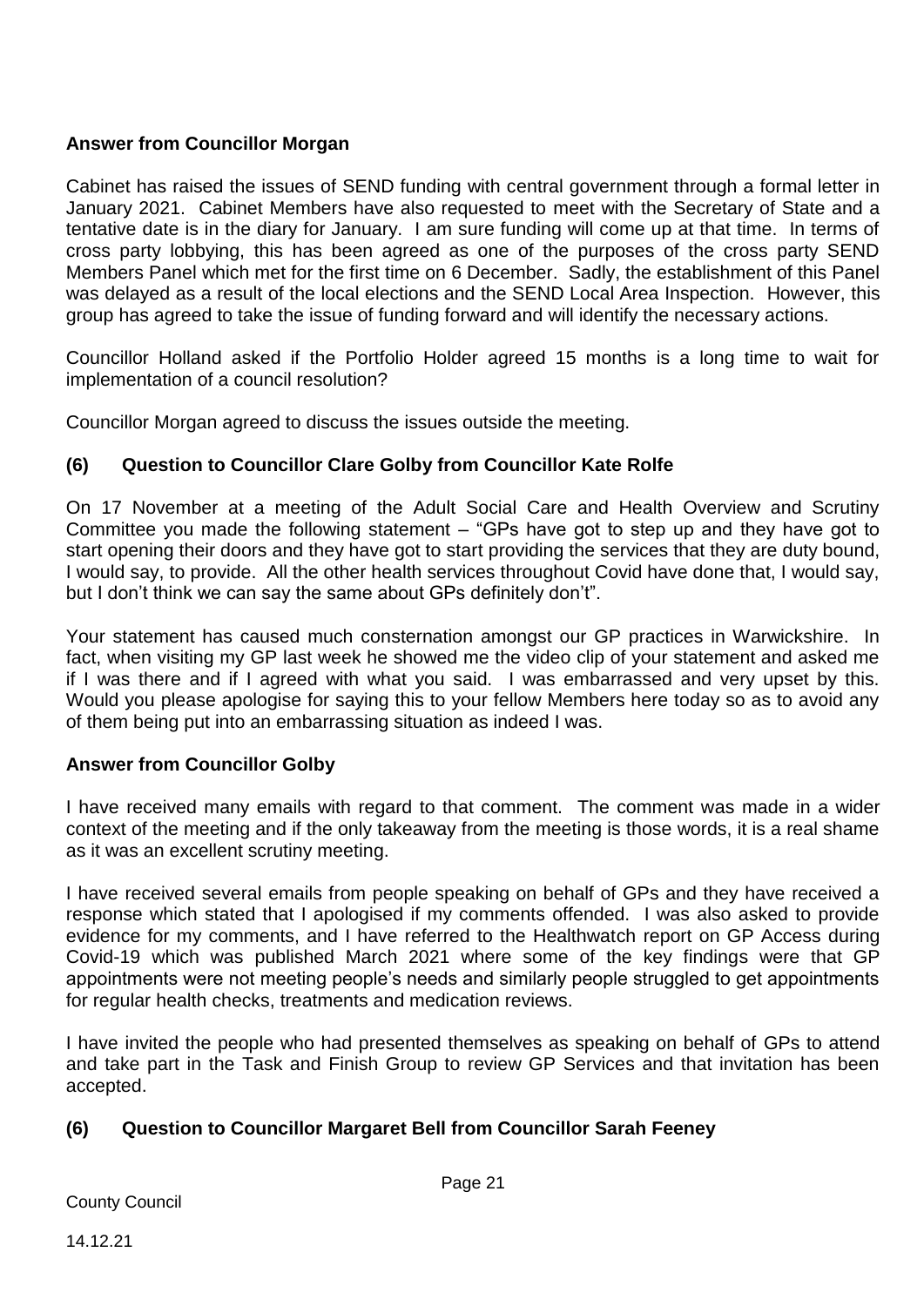**Answer from Councillor Morgan**

Cabinet has raised the issues of SEND funding with central government through a formal letter in January 2021. Cabinet Members have also requested to meet with the Secretary of State and a tentative date is in the diary for January. I am sure funding will come up at that time. In terms of cross party lobbying, this has been agreed as one of the purposes of the cross party SEND Members Panel which met for the first time on 6 December. Sadly, the establishment of this Panel was delayed as a result of the local elections and the SEND Local Area Inspection. However, this group has agreed to take the issue of funding forward and will identify the necessary actions.

Councillor Holland asked if the Portfolio Holder agreed 15 months is a long time to wait for implementation of a council resolution?

Councillor Morgan agreed to discuss the issues outside the meeting.

**(6) Question to Councillor Clare Golby from Councillor Kate Rolfe**

On 17 November at a meeting of the Adult Social Care and Health Overview and Scrutiny Committee you made the following statement – "GPs have got to step up and they have got to start opening their doors and they have got to start providing the services that they are duty bound, I would say, to provide. All the other health services throughout Covid have done that, I would say, but I don't think we can say the same about GPs definitely don't".

Your statement has caused much consternation amongst our GP practices in Warwickshire. In fact, when visiting my GP last week he showed me the video clip of your statement and asked me if I was there and if I agreed with what you said. I was embarrassed and very upset by this. Would you please apologise for saying this to your fellow Members here today so as to avoid any of them being put into an embarrassing situation as indeed I was.

**Answer from Councillor Golby**

I have received many emails with regard to that comment. The comment was made in a wider context of the meeting and if the only takeaway from the meeting is those words, it is a real shame as it was an excellent scrutiny meeting.

I have received several emails from people speaking on behalf of GPs and they have received a response which stated that I apologised if my comments offended. I was also asked to provide evidence for my comments, and I have referred to the Healthwatch report on GP Access during Covid-19 which was published March 2021 where some of the key findings were that GP appointments were not meeting people's needs and similarly people struggled to get appointments for regular health checks, treatments and medication reviews.

I have invited the people who had presented themselves as speaking on behalf of GPs to attend and take part in the Task and Finish Group to review GP Services and that invitation has been accepted.

**(6) Question to Councillor Margaret Bell from Councillor Sarah Feeney**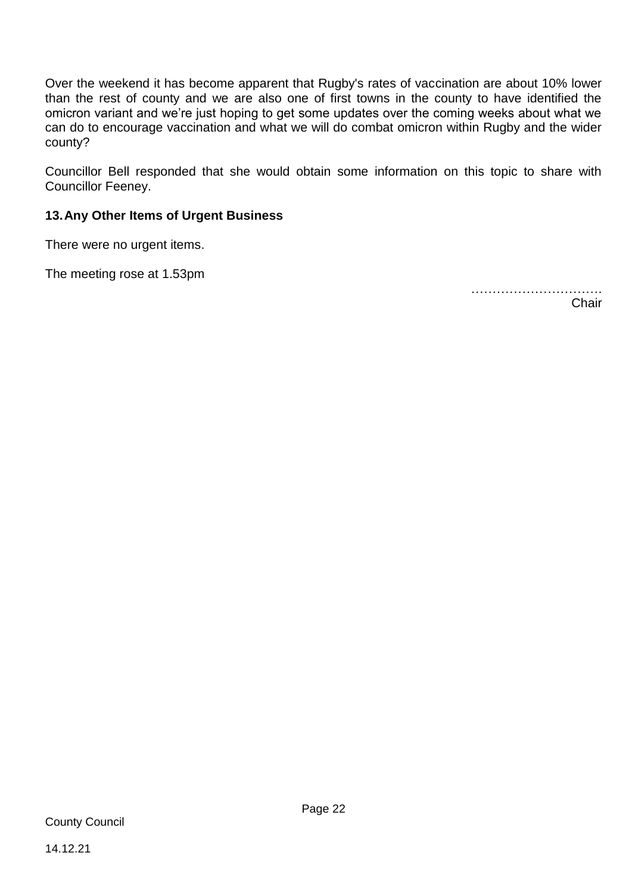Over the weekend it has become apparent that Rugby's rates of vaccination are about 10% lower than the rest of county and we are also one of first towns in the county to have identified the omicron variant and we're just hoping to get some updates over the coming weeks about what we can do to encourage vaccination and what we will do combat omicron within Rugby and the wider county?

Councillor Bell responded that she would obtain some information on this topic to share with Councillor Feeney.

## 13. Any Other Items of Urgent Business

There were no urgent items.

The meeting rose at 1.53pm

…………………………
Chair